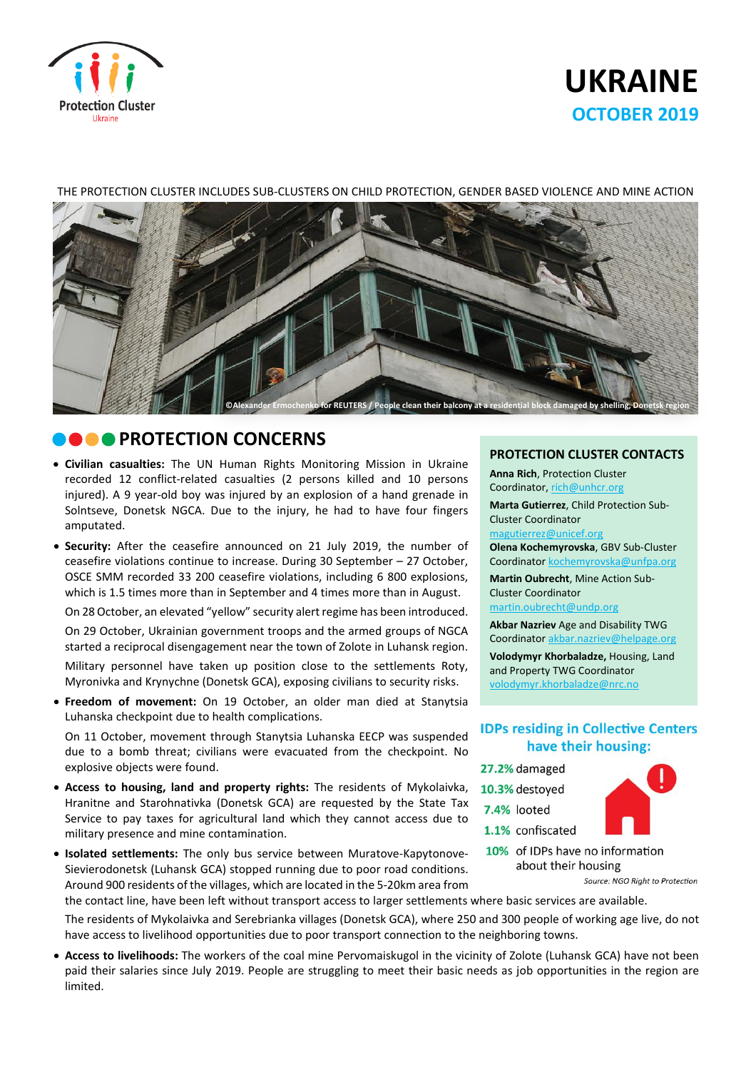Protection Cluster
Ukraine

# UKRAINE

## OCTOBER 2019

THE PROTECTION CLUSTER INCLUDES SUB-CLUSTERS ON CHILD PROTECTION, GENDER BASED VIOLENCE AND MINE ACTION

©Alexander Ermochenko for REUTERS / People clean their balcony at a residential block damaged by shelling, Donetsk region

## PROTECTION CONCERNS

- **Civilian casualties:** The UN Human Rights Monitoring Mission in Ukraine recorded 12 conflict-related casualties (2 persons killed and 10 persons injured). A 9 year-old boy was injured by an explosion of a hand grenade in Solntseve, Donetsk NGCA. Due to the injury, he had to have four fingers amputated.
- **Security:** After the ceasefire announced on 21 July 2019, the number of ceasefire violations continue to increase. During 30 September – 27 October, OSCE SMM recorded 33 200 ceasefire violations, including 6 800 explosions, which is 1.5 times more than in September and 4 times more than in August.

  On 28 October, an elevated "yellow" security alert regime has been introduced.

  On 29 October, Ukrainian government troops and the armed groups of NGCA started a reciprocal disengagement near the town of Zolote in Luhansk region.

  Military personnel have taken up position close to the settlements Roty, Myronivka and Krynychne (Donetsk GCA), exposing civilians to security risks.
- **Freedom of movement:** On 19 October, an older man died at Stanytsia Luhanska checkpoint due to health complications.

  On 11 October, movement through Stanytsia Luhanska EECP was suspended due to a bomb threat; civilians were evacuated from the checkpoint. No explosive objects were found.
- **Access to housing, land and property rights:** The residents of Mykolaivka, Hranitne and Starohnativka (Donetsk GCA) are requested by the State Tax Service to pay taxes for agricultural land which they cannot access due to military presence and mine contamination.
- **Isolated settlements:** The only bus service between Muratove-Kapytonove-Sievierodonetsk (Luhansk GCA) stopped running due to poor road conditions. Around 900 residents of the villages, which are located in the 5-20km area from the contact line, have been left without transport access to larger settlements where basic services are available.

  The residents of Mykolaivka and Serebrianka villages (Donetsk GCA), where 250 and 300 people of working age live, do not have access to livelihood opportunities due to poor transport connection to the neighboring towns.
- **Access to livelihoods:** The workers of the coal mine Pervomaiskugol in the vicinity of Zolote (Luhansk GCA) have not been paid their salaries since July 2019. People are struggling to meet their basic needs as job opportunities in the region are limited.

### PROTECTION CLUSTER CONTACTS

**Anna Rich**, Protection Cluster Coordinator, rich@unhcr.org

**Marta Gutierrez**, Child Protection Sub-Cluster Coordinator magutierrez@unicef.org

**Olena Kochemyrovska**, GBV Sub-Cluster Coordinator kochemyrovska@unfpa.org

**Martin Oubrecht**, Mine Action Sub-Cluster Coordinator martin.oubrecht@undp.org

**Akbar Nazriev** Age and Disability TWG Coordinator akbar.nazriev@helpage.org

**Volodymyr Khorbaladze,** Housing, Land and Property TWG Coordinator volodymyr.khorbaladze@nrc.no

### IDPs residing in Collective Centers have their housing:

- **27.2%** damaged
- **10.3%** destoyed
- **7.4%** looted
- **1.1%** confiscated
- **10%** of IDPs have no information about their housing

*Source: NGO Right to Protection*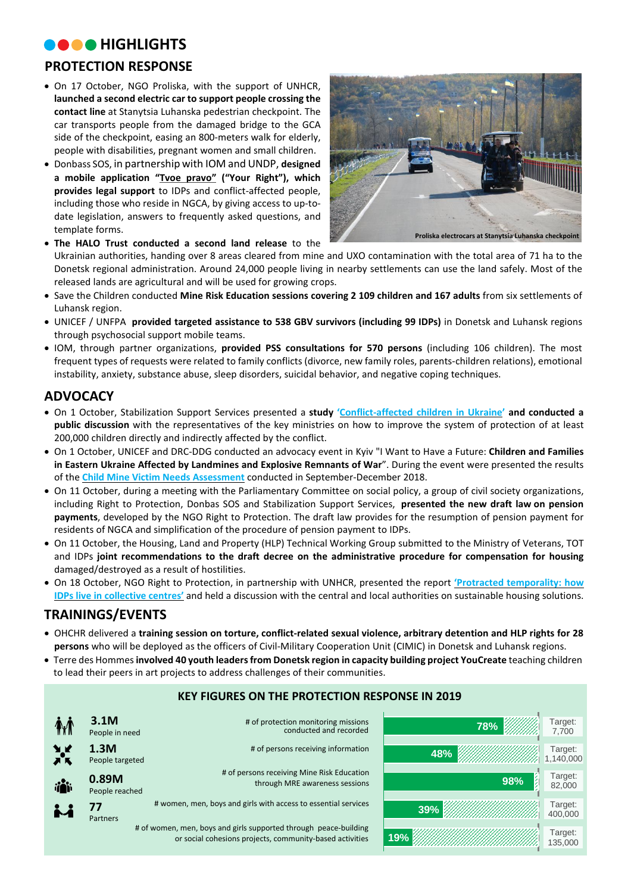# HIGHLIGHTS

## PROTECTION RESPONSE

- On 17 October, NGO Proliska, with the support of UNHCR, **launched a second electric car to support people crossing the contact line** at Stanytsia Luhanska pedestrian checkpoint. The car transports people from the damaged bridge to the GCA side of the checkpoint, easing an 800-meters walk for elderly, people with disabilities, pregnant women and small children.
- Donbass SOS, in partnership with IOM and UNDP, **designed a mobile application "Tvoe pravo" ("Your Right"), which provides legal support** to IDPs and conflict-affected people, including those who reside in NGCA, by giving access to up-to-date legislation, answers to frequently asked questions, and template forms.
- **The HALO Trust conducted a second land release** to the Ukrainian authorities, handing over 8 areas cleared from mine and UXO contamination with the total area of 71 ha to the Donetsk regional administration. Around 24,000 people living in nearby settlements can use the land safely. Most of the released lands are agricultural and will be used for growing crops.
- Save the Children conducted **Mine Risk Education sessions covering 2 109 children and 167 adults** from six settlements of Luhansk region.
- UNICEF / UNFPA **provided targeted assistance to 538 GBV survivors (including 99 IDPs)** in Donetsk and Luhansk regions through psychosocial support mobile teams.
- IOM, through partner organizations, **provided PSS consultations for 570 persons** (including 106 children). The most frequent types of requests were related to family conflicts (divorce, new family roles, parents-children relations), emotional instability, anxiety, substance abuse, sleep disorders, suicidal behavior, and negative coping techniques.

Proliska electrocars at Stanytsia Luhanska checkpoint

## ADVOCACY

- On 1 October, Stabilization Support Services presented a **study 'Conflict-affected children in Ukraine' and conducted a public discussion** with the representatives of the key ministries on how to improve the system of protection of at least 200,000 children directly and indirectly affected by the conflict.
- On 1 October, UNICEF and DRC-DDG conducted an advocacy event in Kyiv "I Want to Have a Future: **Children and Families in Eastern Ukraine Affected by Landmines and Explosive Remnants of War**". During the event were presented the results of the **Child Mine Victim Needs Assessment** conducted in September-December 2018.
- On 11 October, during a meeting with the Parliamentary Committee on social policy, a group of civil society organizations, including Right to Protection, Donbas SOS and Stabilization Support Services, **presented the new draft law on pension payments**, developed by the NGO Right to Protection. The draft law provides for the resumption of pension payment for residents of NGCA and simplification of the procedure of pension payment to IDPs.
- On 11 October, the Housing, Land and Property (HLP) Technical Working Group submitted to the Ministry of Veterans, TOT and IDPs **joint recommendations to the draft decree on the administrative procedure for compensation for housing** damaged/destroyed as a result of hostilities.
- On 18 October, NGO Right to Protection, in partnership with UNHCR, presented the report **'Protracted temporality: how IDPs live in collective centres'** and held a discussion with the central and local authorities on sustainable housing solutions.

## TRAININGS/EVENTS

- OHCHR delivered a **training session on torture, conflict-related sexual violence, arbitrary detention and HLP rights for 28 persons** who will be deployed as the officers of Civil-Military Cooperation Unit (CIMIC) in Donetsk and Luhansk regions.
- Terre des Hommes **involved 40 youth leaders from Donetsk region in capacity building project YouCreate** teaching children to lead their peers in art projects to address challenges of their communities.

## KEY FIGURES ON THE PROTECTION RESPONSE IN 2019

**3.1M** People in need

**1.3M** People targeted

**0.89M** People reached

**77** Partners

# of protection monitoring missions conducted and recorded — 78% — Target: 7,700

# of persons receiving information — 48% — Target: 1,140,000

# of persons receiving Mine Risk Education through MRE awareness sessions — 98% — Target: 82,000

# women, men, boys and girls with access to essential services — 39% — Target: 400,000

# of women, men, boys and girls supported through peace-building or social cohesions projects, community-based activities — 19% — Target: 135,000